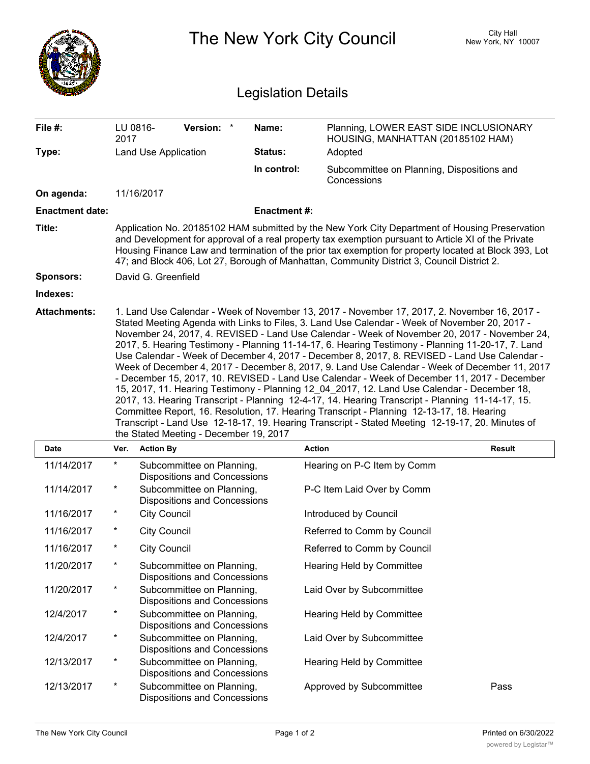# The New York City Council

City Hall
New York, NY 10007

## Legislation Details

| | | | |
|---|---|---|---|
| **File #:** | LU 0816-2017 **Version:** * | **Name:** | Planning, LOWER EAST SIDE INCLUSIONARY HOUSING, MANHATTAN (20185102 HAM) |
| **Type:** | Land Use Application | **Status:** | Adopted |
| | | **In control:** | Subcommittee on Planning, Dispositions and Concessions |
| **On agenda:** | 11/16/2017 | | |
| **Enactment date:** | | **Enactment #:** | |

**Title:** Application No. 20185102 HAM submitted by the New York City Department of Housing Preservation and Development for approval of a real property tax exemption pursuant to Article XI of the Private Housing Finance Law and termination of the prior tax exemption for property located at Block 393, Lot 47; and Block 406, Lot 27, Borough of Manhattan, Community District 3, Council District 2.

**Sponsors:** David G. Greenfield

**Indexes:**

**Attachments:** 1. Land Use Calendar - Week of November 13, 2017 - November 17, 2017, 2. November 16, 2017 - Stated Meeting Agenda with Links to Files, 3. Land Use Calendar - Week of November 20, 2017 - November 24, 2017, 4. REVISED - Land Use Calendar - Week of November 20, 2017 - November 24, 2017, 5. Hearing Testimony - Planning 11-14-17, 6. Hearing Testimony - Planning 11-20-17, 7. Land Use Calendar - Week of December 4, 2017 - December 8, 2017, 8. REVISED - Land Use Calendar - Week of December 4, 2017 - December 8, 2017, 9. Land Use Calendar - Week of December 11, 2017 - December 15, 2017, 10. REVISED - Land Use Calendar - Week of December 11, 2017 - December 15, 2017, 11. Hearing Testimony - Planning 12_04_2017, 12. Land Use Calendar - December 18, 2017, 13. Hearing Transcript - Planning 12-4-17, 14. Hearing Transcript - Planning 11-14-17, 15. Committee Report, 16. Resolution, 17. Hearing Transcript - Planning 12-13-17, 18. Hearing Transcript - Land Use 12-18-17, 19. Hearing Transcript - Stated Meeting 12-19-17, 20. Minutes of the Stated Meeting - December 19, 2017

| Date | Ver. | Action By | Action | Result |
|---|---|---|---|---|
| 11/14/2017 | * | Subcommittee on Planning, Dispositions and Concessions | Hearing on P-C Item by Comm | |
| 11/14/2017 | * | Subcommittee on Planning, Dispositions and Concessions | P-C Item Laid Over by Comm | |
| 11/16/2017 | * | City Council | Introduced by Council | |
| 11/16/2017 | * | City Council | Referred to Comm by Council | |
| 11/16/2017 | * | City Council | Referred to Comm by Council | |
| 11/20/2017 | * | Subcommittee on Planning, Dispositions and Concessions | Hearing Held by Committee | |
| 11/20/2017 | * | Subcommittee on Planning, Dispositions and Concessions | Laid Over by Subcommittee | |
| 12/4/2017 | * | Subcommittee on Planning, Dispositions and Concessions | Hearing Held by Committee | |
| 12/4/2017 | * | Subcommittee on Planning, Dispositions and Concessions | Laid Over by Subcommittee | |
| 12/13/2017 | * | Subcommittee on Planning, Dispositions and Concessions | Hearing Held by Committee | |
| 12/13/2017 | * | Subcommittee on Planning, Dispositions and Concessions | Approved by Subcommittee | Pass |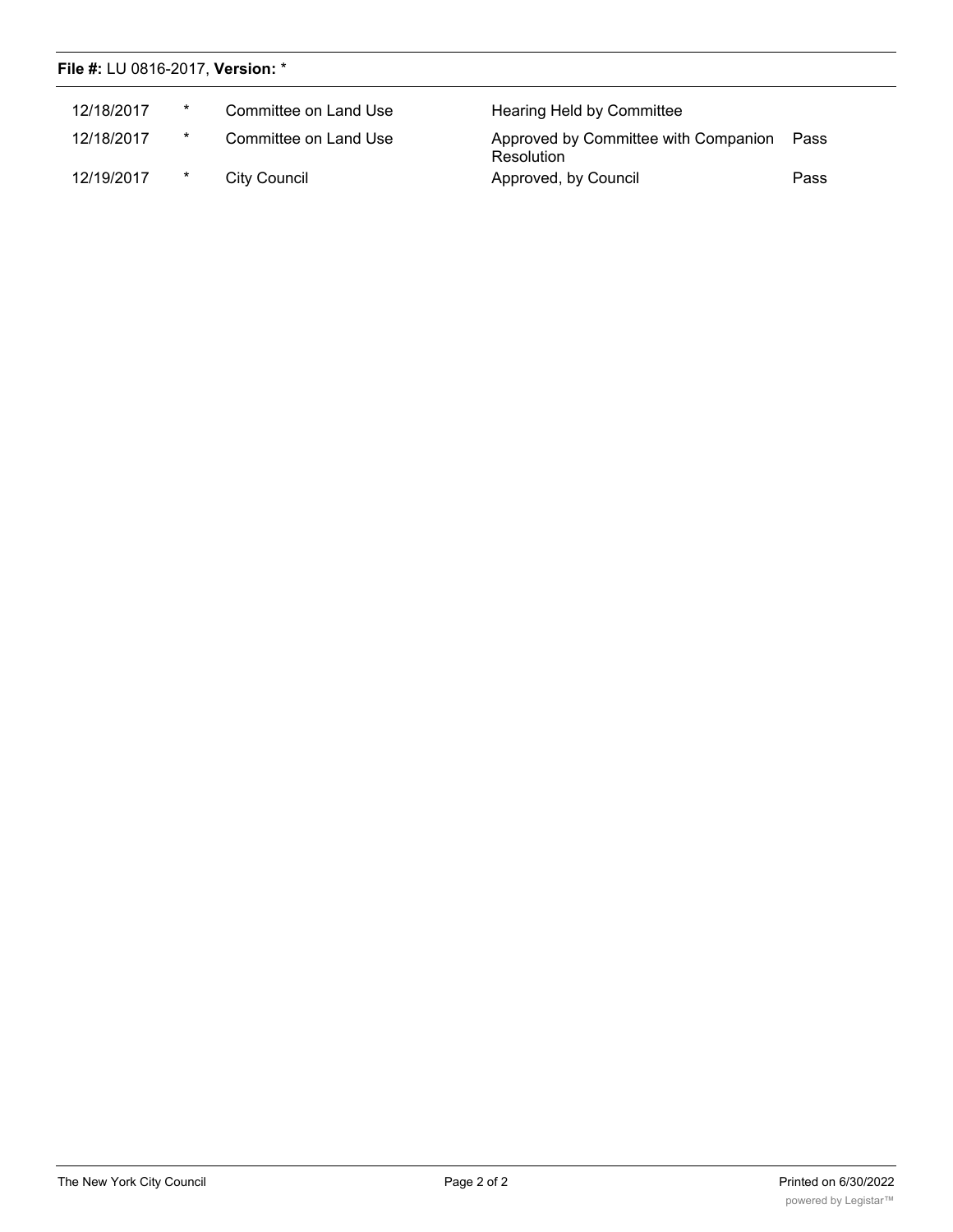**File #:** LU 0816-2017, **Version:** *

| | | | | |
|---|---|---|---|---|
| 12/18/2017 | * | Committee on Land Use | Hearing Held by Committee | |
| 12/18/2017 | * | Committee on Land Use | Approved by Committee with Companion Resolution | Pass |
| 12/19/2017 | * | City Council | Approved, by Council | Pass |